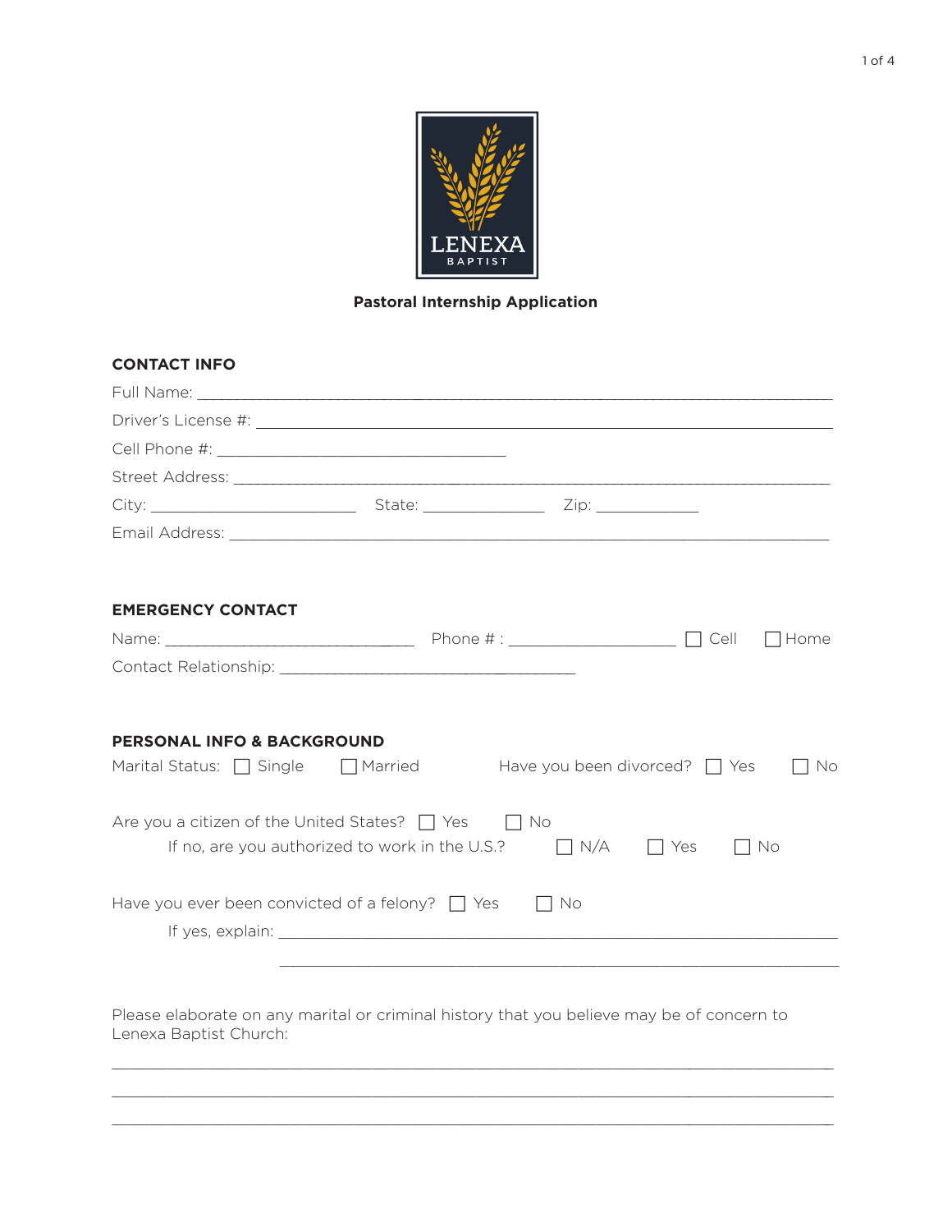LENEXA
BAPTIST

# Pastoral Internship Application

## CONTACT INFO

Full Name: ______________________________________________________________________

Driver's License #: ______________________________________________________________

Cell Phone #: ______________________________

Street Address: __________________________________________________________________

City: ______________________ State: _____________ Zip: ___________

Email Address: ___________________________________________________________________

## EMERGENCY CONTACT

Name: ___________________________ Phone # : __________________ ☐ Cell ☐ Home

Contact Relationship: ______________________________

## PERSONAL INFO & BACKGROUND

Marital Status: ☐ Single ☐ Married    Have you been divorced? ☐ Yes ☐ No

Are you a citizen of the United States? ☐ Yes ☐ No

If no, are you authorized to work in the U.S.? ☐ N/A ☐ Yes ☐ No

Have you ever been convicted of a felony? ☐ Yes ☐ No

If yes, explain: ___________________________________________________________

___________________________________________________________

Please elaborate on any marital or criminal history that you believe may be of concern to Lenexa Baptist Church:

______________________________________________________________________________

______________________________________________________________________________

______________________________________________________________________________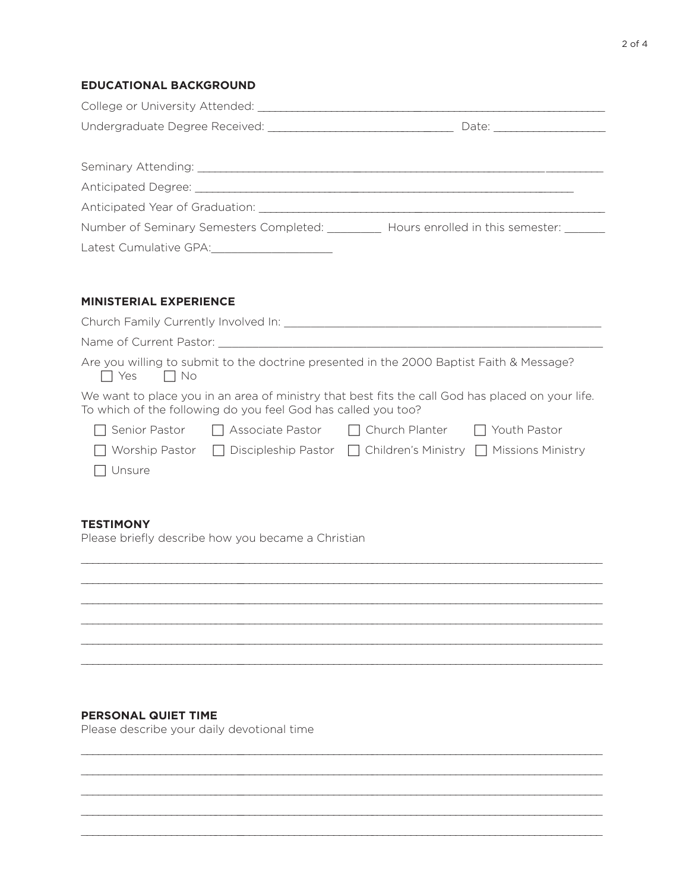## EDUCATIONAL BACKGROUND

College or University Attended: ______________________________

Undergraduate Degree Received: ______________________________ Date: ______________

Seminary Attending: ______________________________

Anticipated Degree: ______________________________

Anticipated Year of Graduation: ______________________________

Number of Seminary Semesters Completed: ________ Hours enrolled in this semester: ______

Latest Cumulative GPA: ______________

## MINISTERIAL EXPERIENCE

Church Family Currently Involved In: ______________________________

Name of Current Pastor: ______________________________

Are you willing to submit to the doctrine presented in the 2000 Baptist Faith & Message?

☐ Yes ☐ No

We want to place you in an area of ministry that best fits the call God has placed on your life. To which of the following do you feel God has called you too?

☐ Senior Pastor ☐ Associate Pastor ☐ Church Planter ☐ Youth Pastor

☐ Worship Pastor ☐ Discipleship Pastor ☐ Children's Ministry ☐ Missions Ministry

☐ Unsure

## TESTIMONY

Please briefly describe how you became a Christian

______________________________________________________________________

______________________________________________________________________

______________________________________________________________________

______________________________________________________________________

______________________________________________________________________

______________________________________________________________________

## PERSONAL QUIET TIME

Please describe your daily devotional time

______________________________________________________________________

______________________________________________________________________

______________________________________________________________________

______________________________________________________________________

______________________________________________________________________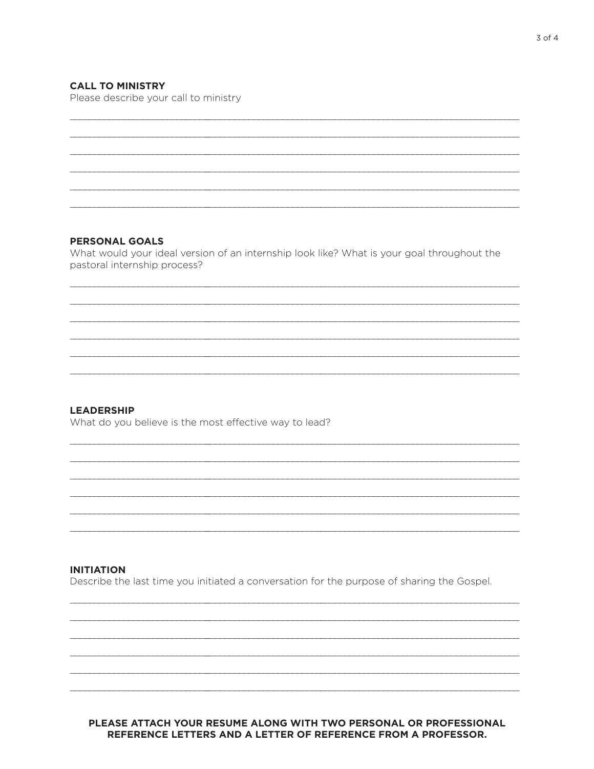**CALL TO MINISTRY**

Please describe your call to ministry

______________________________________________________________________________

______________________________________________________________________________

______________________________________________________________________________

______________________________________________________________________________

______________________________________________________________________________

______________________________________________________________________________

**PERSONAL GOALS**

What would your ideal version of an internship look like? What is your goal throughout the pastoral internship process?

______________________________________________________________________________

______________________________________________________________________________

______________________________________________________________________________

______________________________________________________________________________

______________________________________________________________________________

______________________________________________________________________________

**LEADERSHIP**

What do you believe is the most effective way to lead?

______________________________________________________________________________

______________________________________________________________________________

______________________________________________________________________________

______________________________________________________________________________

______________________________________________________________________________

______________________________________________________________________________

**INITIATION**

Describe the last time you initiated a conversation for the purpose of sharing the Gospel.

______________________________________________________________________________

______________________________________________________________________________

______________________________________________________________________________

______________________________________________________________________________

______________________________________________________________________________

______________________________________________________________________________

**PLEASE ATTACH YOUR RESUME ALONG WITH TWO PERSONAL OR PROFESSIONAL REFERENCE LETTERS AND A LETTER OF REFERENCE FROM A PROFESSOR.**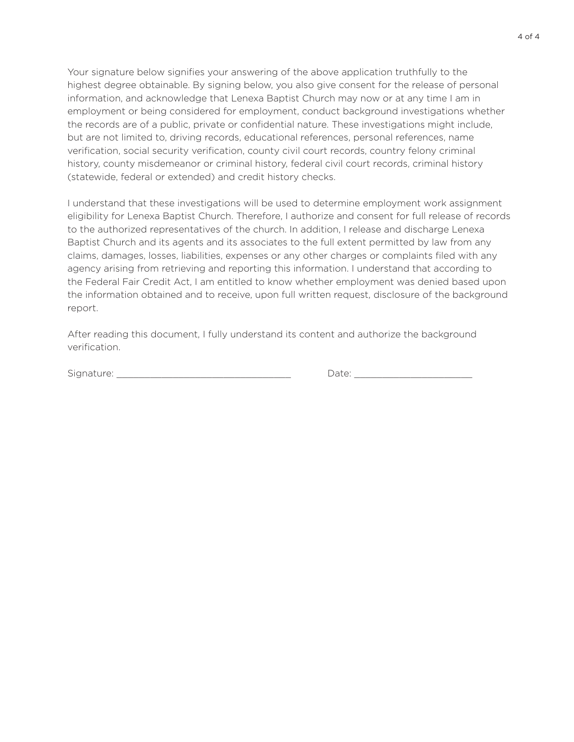Your signature below signifies your answering of the above application truthfully to the highest degree obtainable. By signing below, you also give consent for the release of personal information, and acknowledge that Lenexa Baptist Church may now or at any time I am in employment or being considered for employment, conduct background investigations whether the records are of a public, private or confidential nature. These investigations might include, but are not limited to, driving records, educational references, personal references, name verification, social security verification, county civil court records, country felony criminal history, county misdemeanor or criminal history, federal civil court records, criminal history (statewide, federal or extended) and credit history checks.

I understand that these investigations will be used to determine employment work assignment eligibility for Lenexa Baptist Church. Therefore, I authorize and consent for full release of records to the authorized representatives of the church. In addition, I release and discharge Lenexa Baptist Church and its agents and its associates to the full extent permitted by law from any claims, damages, losses, liabilities, expenses or any other charges or complaints filed with any agency arising from retrieving and reporting this information. I understand that according to the Federal Fair Credit Act, I am entitled to know whether employment was denied based upon the information obtained and to receive, upon full written request, disclosure of the background report.

After reading this document, I fully understand its content and authorize the background verification.

Signature: ________________________________ Date: ______________________